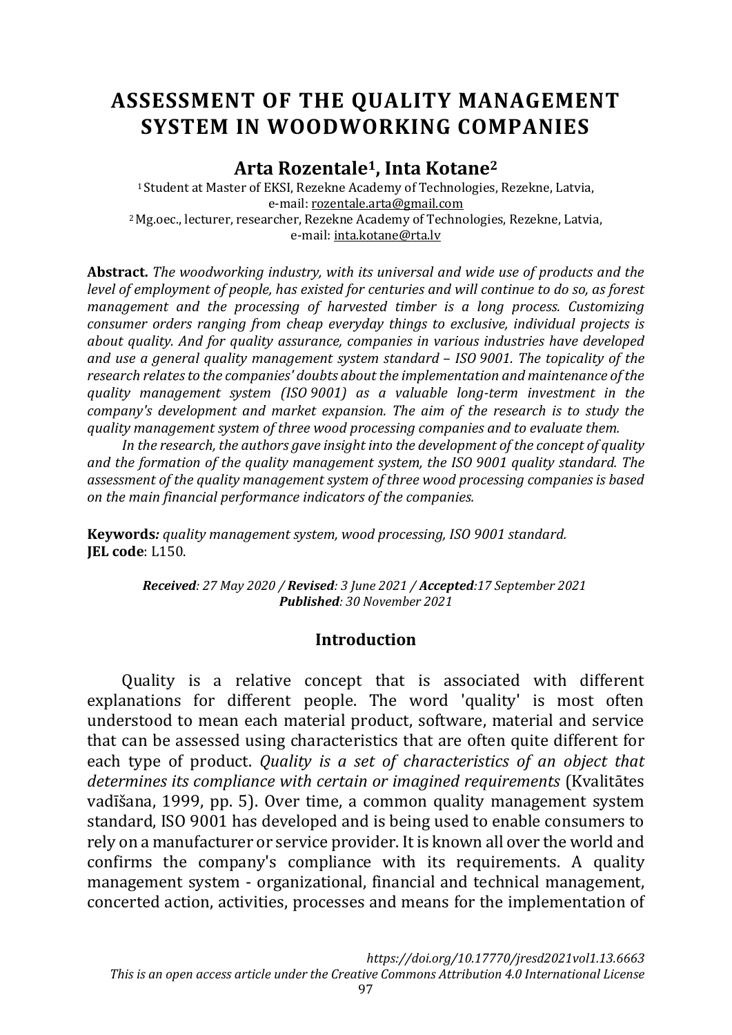# ASSESSMENT OF THE QUALITY MANAGEMENT SYSTEM IN WOODWORKING COMPANIES

## Arta Rozentale[1], Inta Kotane[2]

[1] Student at Master of EKSI, Rezekne Academy of Technologies, Rezekne, Latvia, e-mail: rozentale.arta@gmail.com
[2] Mg.oec., lecturer, researcher, Rezekne Academy of Technologies, Rezekne, Latvia, e-mail: inta.kotane@rta.lv

**Abstract.** *The woodworking industry, with its universal and wide use of products and the level of employment of people, has existed for centuries and will continue to do so, as forest management and the processing of harvested timber is a long process. Customizing consumer orders ranging from cheap everyday things to exclusive, individual projects is about quality. And for quality assurance, companies in various industries have developed and use a general quality management system standard – ISO 9001. The topicality of the research relates to the companies' doubts about the implementation and maintenance of the quality management system (ISO 9001) as a valuable long-term investment in the company's development and market expansion. The aim of the research is to study the quality management system of three wood processing companies and to evaluate them.*

*In the research, the authors gave insight into the development of the concept of quality and the formation of the quality management system, the ISO 9001 quality standard. The assessment of the quality management system of three wood processing companies is based on the main financial performance indicators of the companies.*

**Keywords***: quality management system, wood processing, ISO 9001 standard.*
**JEL code**: L150.

***Received**: 27 May 2020 / **Revised**: 3 June 2021 / **Accepted**:17 September 2021*
***Published**: 30 November 2021*

## Introduction

Quality is a relative concept that is associated with different explanations for different people. The word 'quality' is most often understood to mean each material product, software, material and service that can be assessed using characteristics that are often quite different for each type of product. *Quality is a set of characteristics of an object that determines its compliance with certain or imagined requirements* (Kvalitātes vadīšana, 1999, pp. 5). Over time, a common quality management system standard, ISO 9001 has developed and is being used to enable consumers to rely on a manufacturer or service provider. It is known all over the world and confirms the company's compliance with its requirements. A quality management system - organizational, financial and technical management, concerted action, activities, processes and means for the implementation of

*https://doi.org/10.17770/jresd2021vol1.13.6663*
*This is an open access article under the Creative Commons Attribution 4.0 International License*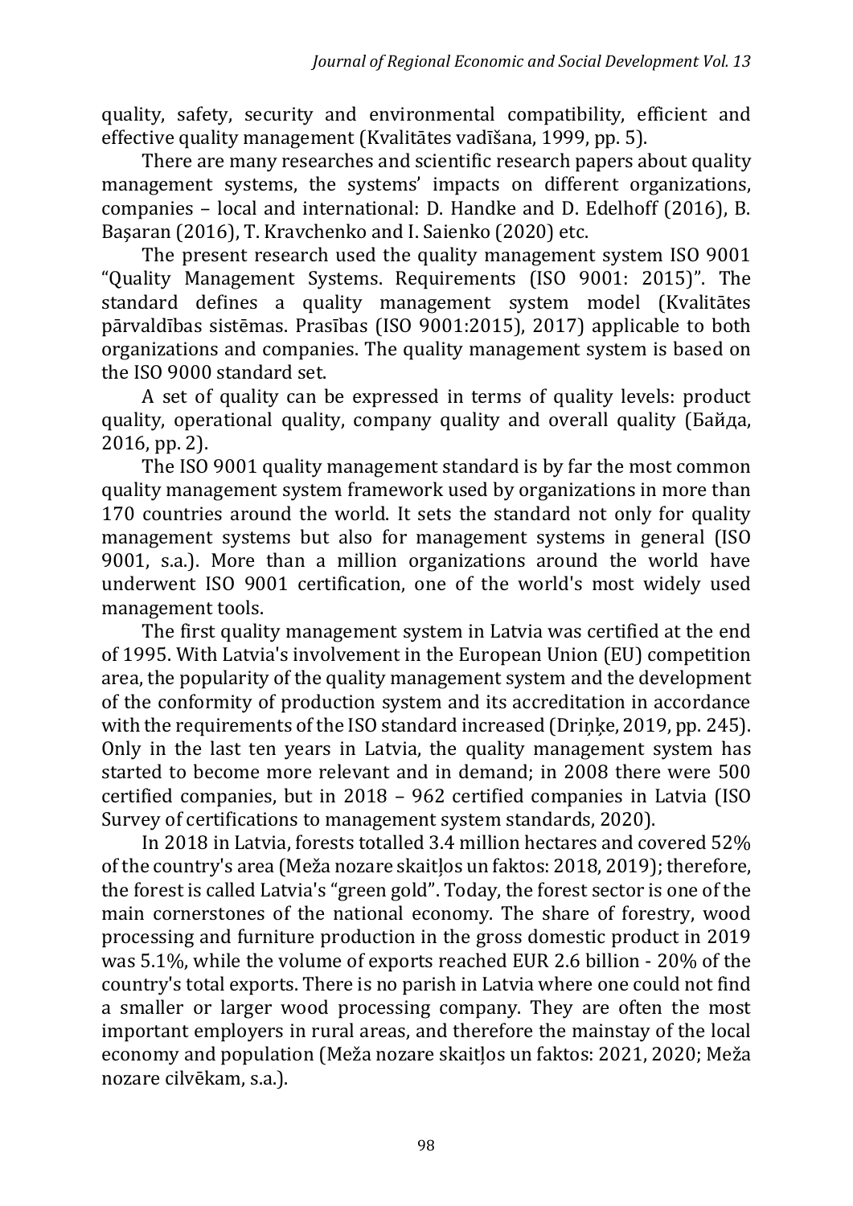quality, safety, security and environmental compatibility, efficient and effective quality management (Kvalitātes vadīšana, 1999, pp. 5).

There are many researches and scientific research papers about quality management systems, the systems' impacts on different organizations, companies – local and international: D. Handke and D. Edelhoff (2016), B. Başaran (2016), T. Kravchenko and I. Saienko (2020) etc.

The present research used the quality management system ISO 9001 "Quality Management Systems. Requirements (ISO 9001: 2015)". The standard defines a quality management system model (Kvalitātes pārvaldības sistēmas. Prasības (ISO 9001:2015), 2017) applicable to both organizations and companies. The quality management system is based on the ISO 9000 standard set.

A set of quality can be expressed in terms of quality levels: product quality, operational quality, company quality and overall quality (Байда, 2016, pp. 2).

The ISO 9001 quality management standard is by far the most common quality management system framework used by organizations in more than 170 countries around the world. It sets the standard not only for quality management systems but also for management systems in general (ISO 9001, s.a.). More than a million organizations around the world have underwent ISO 9001 certification, one of the world's most widely used management tools.

The first quality management system in Latvia was certified at the end of 1995. With Latvia's involvement in the European Union (EU) competition area, the popularity of the quality management system and the development of the conformity of production system and its accreditation in accordance with the requirements of the ISO standard increased (Driņķe, 2019, pp. 245). Only in the last ten years in Latvia, the quality management system has started to become more relevant and in demand; in 2008 there were 500 certified companies, but in 2018 – 962 certified companies in Latvia (ISO Survey of certifications to management system standards, 2020).

In 2018 in Latvia, forests totalled 3.4 million hectares and covered 52% of the country's area (Meža nozare skaitļos un faktos: 2018, 2019); therefore, the forest is called Latvia's "green gold". Today, the forest sector is one of the main cornerstones of the national economy. The share of forestry, wood processing and furniture production in the gross domestic product in 2019 was 5.1%, while the volume of exports reached EUR 2.6 billion - 20% of the country's total exports. There is no parish in Latvia where one could not find a smaller or larger wood processing company. They are often the most important employers in rural areas, and therefore the mainstay of the local economy and population (Meža nozare skaitļos un faktos: 2021, 2020; Meža nozare cilvēkam, s.a.).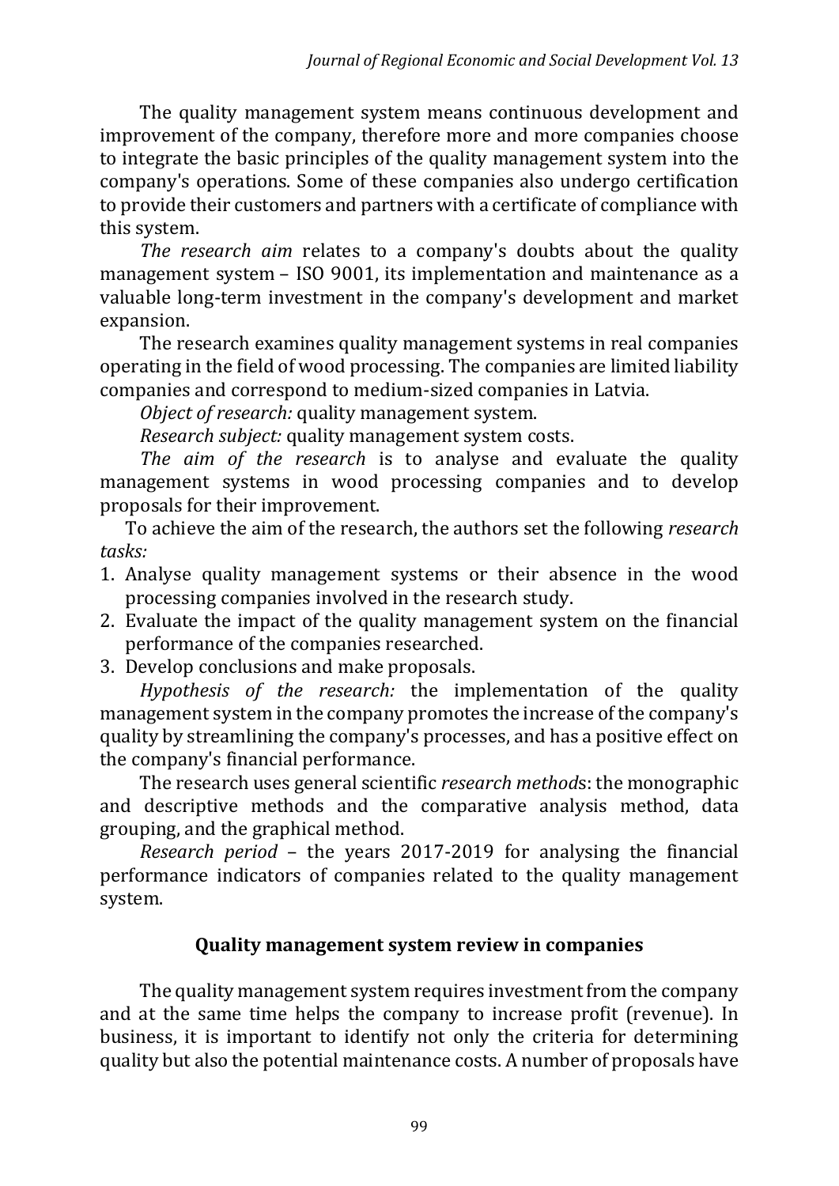The quality management system means continuous development and improvement of the company, therefore more and more companies choose to integrate the basic principles of the quality management system into the company's operations. Some of these companies also undergo certification to provide their customers and partners with a certificate of compliance with this system.

*The research aim* relates to a company's doubts about the quality management system – ISO 9001, its implementation and maintenance as a valuable long-term investment in the company's development and market expansion.

The research examines quality management systems in real companies operating in the field of wood processing. The companies are limited liability companies and correspond to medium-sized companies in Latvia.

*Object of research:* quality management system.

*Research subject:* quality management system costs.

*The aim of the research* is to analyse and evaluate the quality management systems in wood processing companies and to develop proposals for their improvement.

To achieve the aim of the research, the authors set the following *research tasks:*

1. Analyse quality management systems or their absence in the wood processing companies involved in the research study.
2. Evaluate the impact of the quality management system on the financial performance of the companies researched.
3. Develop conclusions and make proposals.

*Hypothesis of the research:* the implementation of the quality management system in the company promotes the increase of the company's quality by streamlining the company's processes, and has a positive effect on the company's financial performance.

The research uses general scientific *research method*s: the monographic and descriptive methods and the comparative analysis method, data grouping, and the graphical method.

*Research period* – the years 2017-2019 for analysing the financial performance indicators of companies related to the quality management system.

## Quality management system review in companies

The quality management system requires investment from the company and at the same time helps the company to increase profit (revenue). In business, it is important to identify not only the criteria for determining quality but also the potential maintenance costs. A number of proposals have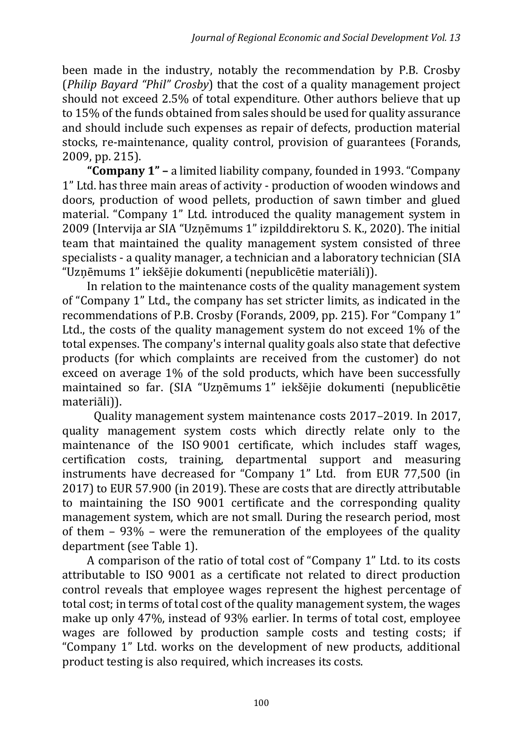been made in the industry, notably the recommendation by P.B. Crosby (*Philip Bayard "Phil" Crosby*) that the cost of a quality management project should not exceed 2.5% of total expenditure. Other authors believe that up to 15% of the funds obtained from sales should be used for quality assurance and should include such expenses as repair of defects, production material stocks, re-maintenance, quality control, provision of guarantees (Forands, 2009, pp. 215).

**"Company 1" –** a limited liability company, founded in 1993. "Company 1" Ltd. has three main areas of activity - production of wooden windows and doors, production of wood pellets, production of sawn timber and glued material. "Company 1" Ltd. introduced the quality management system in 2009 (Intervija ar SIA "Uzņēmums 1" izpilddirektoru S. K., 2020). The initial team that maintained the quality management system consisted of three specialists - a quality manager, a technician and a laboratory technician (SIA "Uzņēmums 1" iekšējie dokumenti (nepublicētie materiāli)).

In relation to the maintenance costs of the quality management system of "Company 1" Ltd., the company has set stricter limits, as indicated in the recommendations of P.B. Crosby (Forands, 2009, pp. 215). For "Company 1" Ltd., the costs of the quality management system do not exceed 1% of the total expenses. The company's internal quality goals also state that defective products (for which complaints are received from the customer) do not exceed on average 1% of the sold products, which have been successfully maintained so far. (SIA "Uzņēmums 1" iekšējie dokumenti (nepublicētie materiāli)).

Quality management system maintenance costs 2017–2019. In 2017, quality management system costs which directly relate only to the maintenance of the ISO 9001 certificate, which includes staff wages, certification costs, training, departmental support and measuring instruments have decreased for "Company 1" Ltd. from EUR 77,500 (in 2017) to EUR 57.900 (in 2019). These are costs that are directly attributable to maintaining the ISO 9001 certificate and the corresponding quality management system, which are not small. During the research period, most of them – 93% – were the remuneration of the employees of the quality department (see Table 1).

A comparison of the ratio of total cost of "Company 1" Ltd. to its costs attributable to ISO 9001 as a certificate not related to direct production control reveals that employee wages represent the highest percentage of total cost; in terms of total cost of the quality management system, the wages make up only 47%, instead of 93% earlier. In terms of total cost, employee wages are followed by production sample costs and testing costs; if "Company 1" Ltd. works on the development of new products, additional product testing is also required, which increases its costs.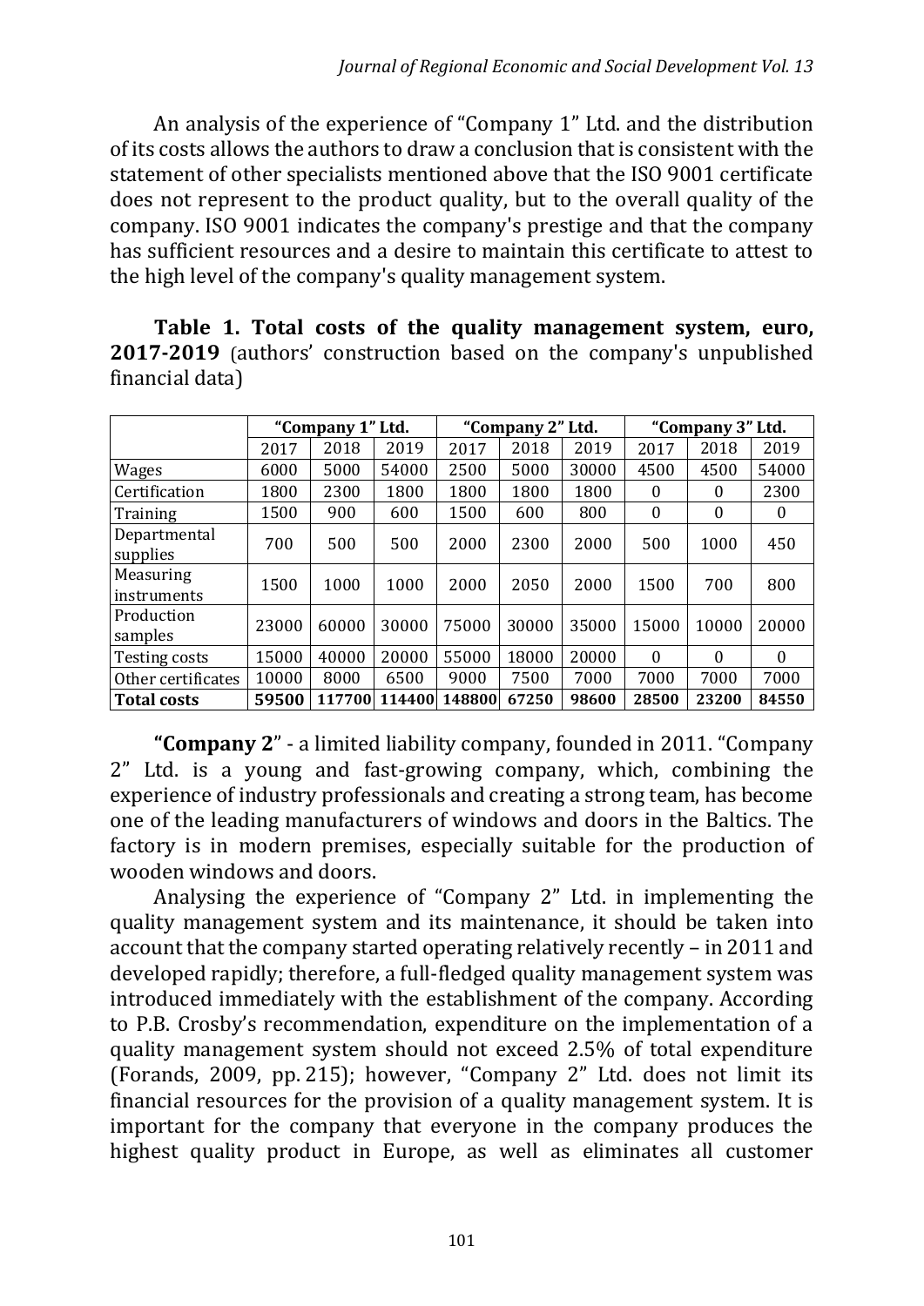An analysis of the experience of "Company 1" Ltd. and the distribution of its costs allows the authors to draw a conclusion that is consistent with the statement of other specialists mentioned above that the ISO 9001 certificate does not represent to the product quality, but to the overall quality of the company. ISO 9001 indicates the company's prestige and that the company has sufficient resources and a desire to maintain this certificate to attest to the high level of the company's quality management system.

**Table 1. Total costs of the quality management system, euro, 2017-2019** (authors' construction based on the company's unpublished financial data)

| | "Company 1" Ltd. | | | "Company 2" Ltd. | | | "Company 3" Ltd. | | |
|---|---|---|---|---|---|---|---|---|---|
| | 2017 | 2018 | 2019 | 2017 | 2018 | 2019 | 2017 | 2018 | 2019 |
| Wages | 6000 | 5000 | 54000 | 2500 | 5000 | 30000 | 4500 | 4500 | 54000 |
| Certification | 1800 | 2300 | 1800 | 1800 | 1800 | 1800 | 0 | 0 | 2300 |
| Training | 1500 | 900 | 600 | 1500 | 600 | 800 | 0 | 0 | 0 |
| Departmental supplies | 700 | 500 | 500 | 2000 | 2300 | 2000 | 500 | 1000 | 450 |
| Measuring instruments | 1500 | 1000 | 1000 | 2000 | 2050 | 2000 | 1500 | 700 | 800 |
| Production samples | 23000 | 60000 | 30000 | 75000 | 30000 | 35000 | 15000 | 10000 | 20000 |
| Testing costs | 15000 | 40000 | 20000 | 55000 | 18000 | 20000 | 0 | 0 | 0 |
| Other certificates | 10000 | 8000 | 6500 | 9000 | 7500 | 7000 | 7000 | 7000 | 7000 |
| **Total costs** | **59500** | **117700** | **114400** | **148800** | **67250** | **98600** | **28500** | **23200** | **84550** |

**"Company 2"** - a limited liability company, founded in 2011. "Company 2" Ltd. is a young and fast-growing company, which, combining the experience of industry professionals and creating a strong team, has become one of the leading manufacturers of windows and doors in the Baltics. The factory is in modern premises, especially suitable for the production of wooden windows and doors.

Analysing the experience of "Company 2" Ltd. in implementing the quality management system and its maintenance, it should be taken into account that the company started operating relatively recently – in 2011 and developed rapidly; therefore, a full-fledged quality management system was introduced immediately with the establishment of the company. According to P.B. Crosby's recommendation, expenditure on the implementation of a quality management system should not exceed 2.5% of total expenditure (Forands, 2009, pp. 215); however, "Company 2" Ltd. does not limit its financial resources for the provision of a quality management system. It is important for the company that everyone in the company produces the highest quality product in Europe, as well as eliminates all customer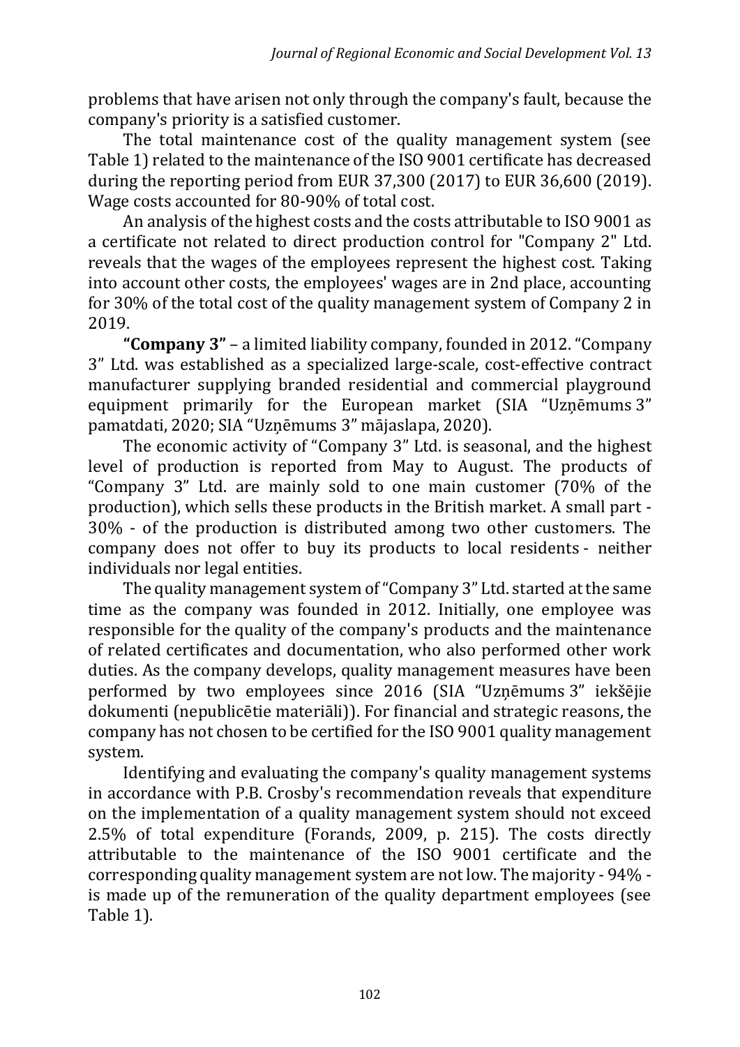problems that have arisen not only through the company's fault, because the company's priority is a satisfied customer.

The total maintenance cost of the quality management system (see Table 1) related to the maintenance of the ISO 9001 certificate has decreased during the reporting period from EUR 37,300 (2017) to EUR 36,600 (2019). Wage costs accounted for 80-90% of total cost.

An analysis of the highest costs and the costs attributable to ISO 9001 as a certificate not related to direct production control for "Company 2" Ltd. reveals that the wages of the employees represent the highest cost. Taking into account other costs, the employees' wages are in 2nd place, accounting for 30% of the total cost of the quality management system of Company 2 in 2019.

**"Company 3"** – a limited liability company, founded in 2012. "Company 3" Ltd. was established as a specialized large-scale, cost-effective contract manufacturer supplying branded residential and commercial playground equipment primarily for the European market (SIA "Uzņēmums 3" pamatdati, 2020; SIA "Uzņēmums 3" mājaslapa, 2020).

The economic activity of "Company 3" Ltd. is seasonal, and the highest level of production is reported from May to August. The products of "Company 3" Ltd. are mainly sold to one main customer (70% of the production), which sells these products in the British market. A small part - 30% - of the production is distributed among two other customers. The company does not offer to buy its products to local residents - neither individuals nor legal entities.

The quality management system of "Company 3" Ltd. started at the same time as the company was founded in 2012. Initially, one employee was responsible for the quality of the company's products and the maintenance of related certificates and documentation, who also performed other work duties. As the company develops, quality management measures have been performed by two employees since 2016 (SIA "Uzņēmums 3" iekšējie dokumenti (nepublicētie materiāli)). For financial and strategic reasons, the company has not chosen to be certified for the ISO 9001 quality management system.

Identifying and evaluating the company's quality management systems in accordance with P.B. Crosby's recommendation reveals that expenditure on the implementation of a quality management system should not exceed 2.5% of total expenditure (Forands, 2009, p. 215). The costs directly attributable to the maintenance of the ISO 9001 certificate and the corresponding quality management system are not low. The majority - 94% - is made up of the remuneration of the quality department employees (see Table 1).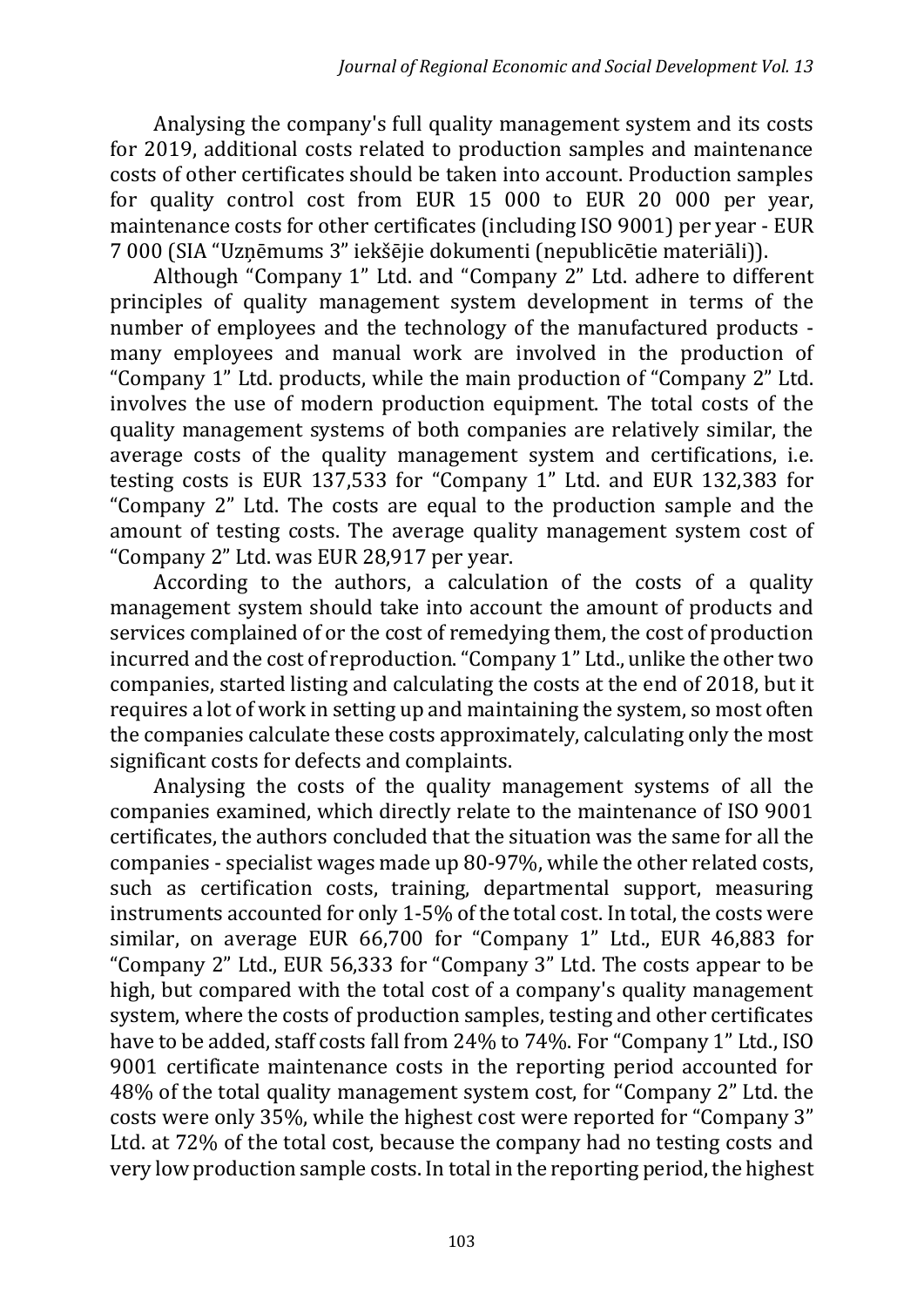Analysing the company's full quality management system and its costs for 2019, additional costs related to production samples and maintenance costs of other certificates should be taken into account. Production samples for quality control cost from EUR 15 000 to EUR 20 000 per year, maintenance costs for other certificates (including ISO 9001) per year - EUR 7 000 (SIA "Uzņēmums 3" iekšējie dokumenti (nepublicētie materiāli)).

Although "Company 1" Ltd. and "Company 2" Ltd. adhere to different principles of quality management system development in terms of the number of employees and the technology of the manufactured products - many employees and manual work are involved in the production of "Company 1" Ltd. products, while the main production of "Company 2" Ltd. involves the use of modern production equipment. The total costs of the quality management systems of both companies are relatively similar, the average costs of the quality management system and certifications, i.e. testing costs is EUR 137,533 for "Company 1" Ltd. and EUR 132,383 for "Company 2" Ltd. The costs are equal to the production sample and the amount of testing costs. The average quality management system cost of "Company 2" Ltd. was EUR 28,917 per year.

According to the authors, a calculation of the costs of a quality management system should take into account the amount of products and services complained of or the cost of remedying them, the cost of production incurred and the cost of reproduction. "Company 1" Ltd., unlike the other two companies, started listing and calculating the costs at the end of 2018, but it requires a lot of work in setting up and maintaining the system, so most often the companies calculate these costs approximately, calculating only the most significant costs for defects and complaints.

Analysing the costs of the quality management systems of all the companies examined, which directly relate to the maintenance of ISO 9001 certificates, the authors concluded that the situation was the same for all the companies - specialist wages made up 80-97%, while the other related costs, such as certification costs, training, departmental support, measuring instruments accounted for only 1-5% of the total cost. In total, the costs were similar, on average EUR 66,700 for "Company 1" Ltd., EUR 46,883 for "Company 2" Ltd., EUR 56,333 for "Company 3" Ltd. The costs appear to be high, but compared with the total cost of a company's quality management system, where the costs of production samples, testing and other certificates have to be added, staff costs fall from 24% to 74%. For "Company 1" Ltd., ISO 9001 certificate maintenance costs in the reporting period accounted for 48% of the total quality management system cost, for "Company 2" Ltd. the costs were only 35%, while the highest cost were reported for "Company 3" Ltd. at 72% of the total cost, because the company had no testing costs and very low production sample costs. In total in the reporting period, the highest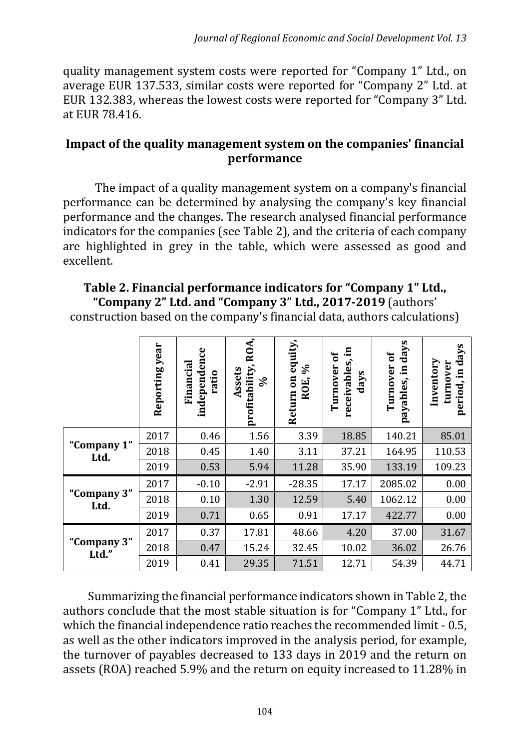quality management system costs were reported for "Company 1" Ltd., on average EUR 137.533, similar costs were reported for "Company 2" Ltd. at EUR 132.383, whereas the lowest costs were reported for "Company 3" Ltd. at EUR 78.416.

## Impact of the quality management system on the companies' financial performance

The impact of a quality management system on a company's financial performance can be determined by analysing the company's key financial performance and the changes. The research analysed financial performance indicators for the companies (see Table 2), and the criteria of each company are highlighted in grey in the table, which were assessed as good and excellent.

**Table 2. Financial performance indicators for "Company 1" Ltd., "Company 2" Ltd. and "Company 3" Ltd., 2017-2019** (authors' construction based on the company's financial data, authors calculations)

| | Reporting year | Financial independence ratio | Assets profitability, ROA, % | Return on equity, ROE, % | Turnover of receivables, in days | Turnover of payables, in days | Inventory turnover period, in days |
|---|---|---|---|---|---|---|---|
| "Company 1" Ltd. | 2017 | 0.46 | 1.56 | 3.39 | 18.85 | 140.21 | 85.01 |
| | 2018 | 0.45 | 1.40 | 3.11 | 37.21 | 164.95 | 110.53 |
| | 2019 | 0.53 | 5.94 | 11.28 | 35.90 | 133.19 | 109.23 |
| "Company 3" Ltd. | 2017 | -0.10 | -2.91 | -28.35 | 17.17 | 2085.02 | 0.00 |
| | 2018 | 0.10 | 1.30 | 12.59 | 5.40 | 1062.12 | 0.00 |
| | 2019 | 0.71 | 0.65 | 0.91 | 17.17 | 422.77 | 0.00 |
| "Company 3" Ltd." | 2017 | 0.37 | 17.81 | 48.66 | 4.20 | 37.00 | 31.67 |
| | 2018 | 0.47 | 15.24 | 32.45 | 10.02 | 36.02 | 26.76 |
| | 2019 | 0.41 | 29.35 | 71.51 | 12.71 | 54.39 | 44.71 |

Summarizing the financial performance indicators shown in Table 2, the authors conclude that the most stable situation is for "Company 1" Ltd., for which the financial independence ratio reaches the recommended limit - 0.5, as well as the other indicators improved in the analysis period, for example, the turnover of payables decreased to 133 days in 2019 and the return on assets (ROA) reached 5.9% and the return on equity increased to 11.28% in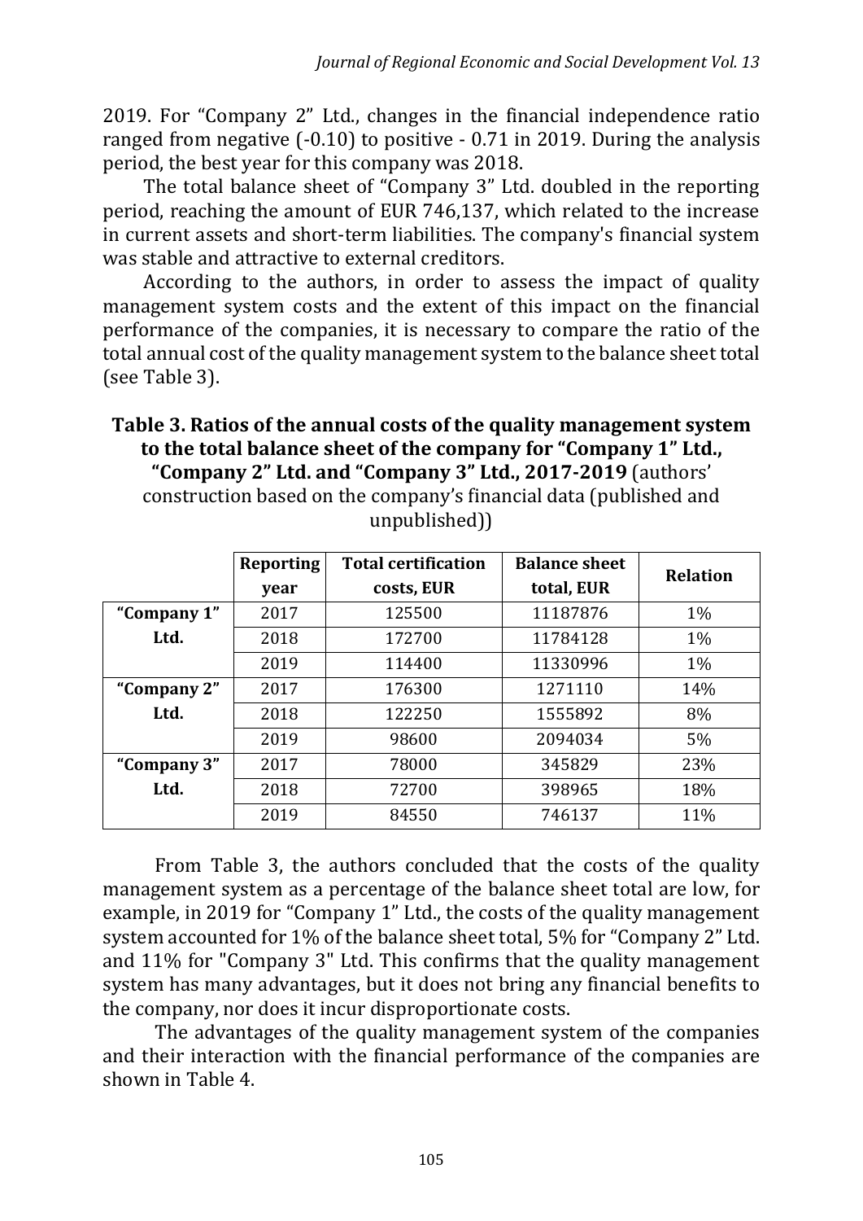2019. For "Company 2" Ltd., changes in the financial independence ratio ranged from negative (-0.10) to positive - 0.71 in 2019. During the analysis period, the best year for this company was 2018.

The total balance sheet of "Company 3" Ltd. doubled in the reporting period, reaching the amount of EUR 746,137, which related to the increase in current assets and short-term liabilities. The company's financial system was stable and attractive to external creditors.

According to the authors, in order to assess the impact of quality management system costs and the extent of this impact on the financial performance of the companies, it is necessary to compare the ratio of the total annual cost of the quality management system to the balance sheet total (see Table 3).

**Table 3. Ratios of the annual costs of the quality management system to the total balance sheet of the company for "Company 1" Ltd., "Company 2" Ltd. and "Company 3" Ltd., 2017-2019** (authors' construction based on the company's financial data (published and unpublished))

| | Reporting year | Total certification costs, EUR | Balance sheet total, EUR | Relation |
|---|---|---|---|---|
| "Company 1" Ltd. | 2017 | 125500 | 11187876 | 1% |
| | 2018 | 172700 | 11784128 | 1% |
| | 2019 | 114400 | 11330996 | 1% |
| "Company 2" Ltd. | 2017 | 176300 | 1271110 | 14% |
| | 2018 | 122250 | 1555892 | 8% |
| | 2019 | 98600 | 2094034 | 5% |
| "Company 3" Ltd. | 2017 | 78000 | 345829 | 23% |
| | 2018 | 72700 | 398965 | 18% |
| | 2019 | 84550 | 746137 | 11% |

From Table 3, the authors concluded that the costs of the quality management system as a percentage of the balance sheet total are low, for example, in 2019 for "Company 1" Ltd., the costs of the quality management system accounted for 1% of the balance sheet total, 5% for "Company 2" Ltd. and 11% for "Company 3" Ltd. This confirms that the quality management system has many advantages, but it does not bring any financial benefits to the company, nor does it incur disproportionate costs.

The advantages of the quality management system of the companies and their interaction with the financial performance of the companies are shown in Table 4.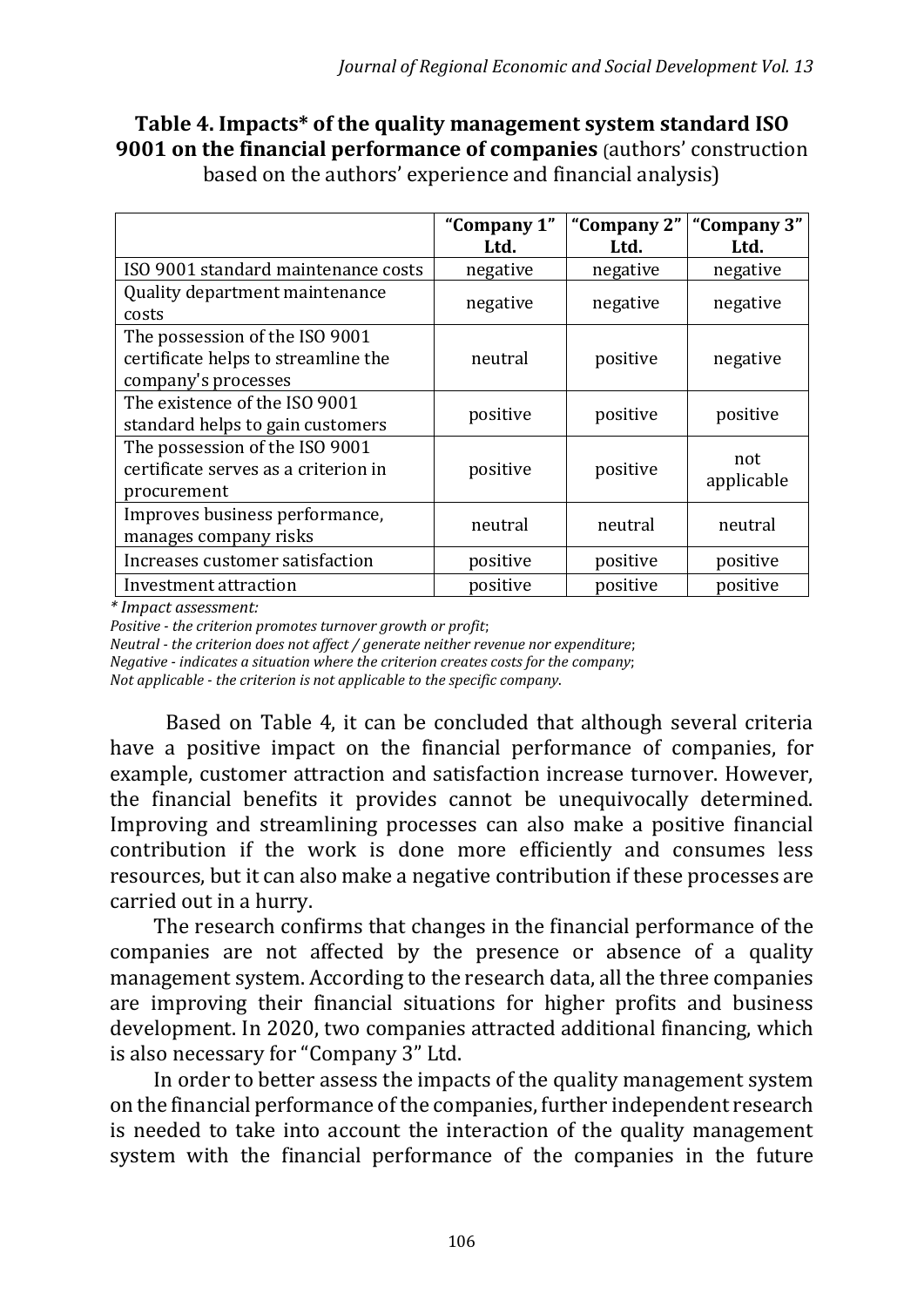**Table 4. Impacts* of the quality management system standard ISO 9001 on the financial performance of companies** (authors' construction based on the authors' experience and financial analysis)

| | "Company 1" Ltd. | "Company 2" Ltd. | "Company 3" Ltd. |
|---|---|---|---|
| ISO 9001 standard maintenance costs | negative | negative | negative |
| Quality department maintenance costs | negative | negative | negative |
| The possession of the ISO 9001 certificate helps to streamline the company's processes | neutral | positive | negative |
| The existence of the ISO 9001 standard helps to gain customers | positive | positive | positive |
| The possession of the ISO 9001 certificate serves as a criterion in procurement | positive | positive | not applicable |
| Improves business performance, manages company risks | neutral | neutral | neutral |
| Increases customer satisfaction | positive | positive | positive |
| Investment attraction | positive | positive | positive |

*\* Impact assessment:*
*Positive - the criterion promotes turnover growth or profit*;
*Neutral - the criterion does not affect / generate neither revenue nor expenditure*;
*Negative - indicates a situation where the criterion creates costs for the company*;
*Not applicable - the criterion is not applicable to the specific company*.

Based on Table 4, it can be concluded that although several criteria have a positive impact on the financial performance of companies, for example, customer attraction and satisfaction increase turnover. However, the financial benefits it provides cannot be unequivocally determined. Improving and streamlining processes can also make a positive financial contribution if the work is done more efficiently and consumes less resources, but it can also make a negative contribution if these processes are carried out in a hurry.

The research confirms that changes in the financial performance of the companies are not affected by the presence or absence of a quality management system. According to the research data, all the three companies are improving their financial situations for higher profits and business development. In 2020, two companies attracted additional financing, which is also necessary for "Company 3" Ltd.

In order to better assess the impacts of the quality management system on the financial performance of the companies, further independent research is needed to take into account the interaction of the quality management system with the financial performance of the companies in the future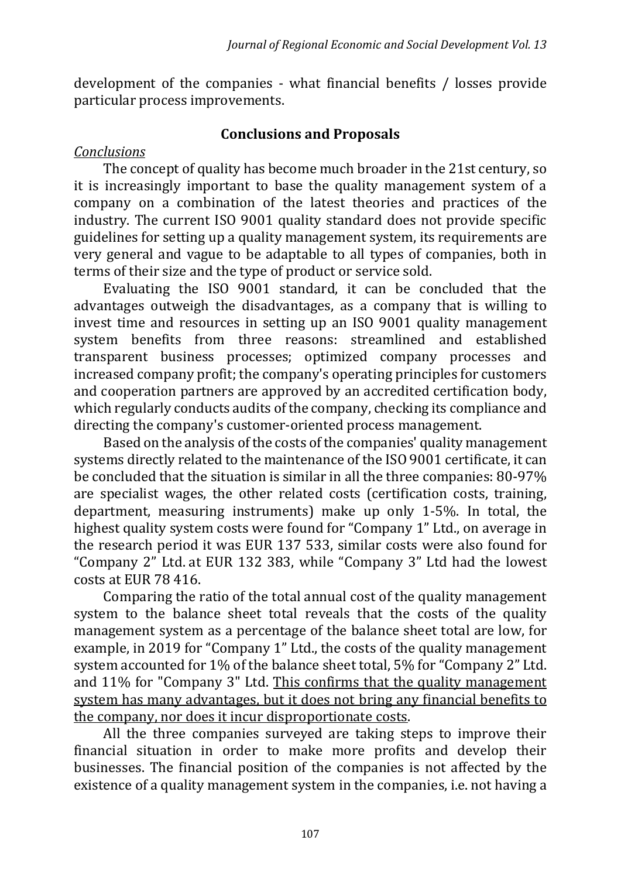development of the companies - what financial benefits / losses provide particular process improvements.

## Conclusions and Proposals

*Conclusions*

The concept of quality has become much broader in the 21st century, so it is increasingly important to base the quality management system of a company on a combination of the latest theories and practices of the industry. The current ISO 9001 quality standard does not provide specific guidelines for setting up a quality management system, its requirements are very general and vague to be adaptable to all types of companies, both in terms of their size and the type of product or service sold.

Evaluating the ISO 9001 standard, it can be concluded that the advantages outweigh the disadvantages, as a company that is willing to invest time and resources in setting up an ISO 9001 quality management system benefits from three reasons: streamlined and established transparent business processes; optimized company processes and increased company profit; the company's operating principles for customers and cooperation partners are approved by an accredited certification body, which regularly conducts audits of the company, checking its compliance and directing the company's customer-oriented process management.

Based on the analysis of the costs of the companies' quality management systems directly related to the maintenance of the ISO 9001 certificate, it can be concluded that the situation is similar in all the three companies: 80-97% are specialist wages, the other related costs (certification costs, training, department, measuring instruments) make up only 1-5%. In total, the highest quality system costs were found for "Company 1" Ltd., on average in the research period it was EUR 137 533, similar costs were also found for "Company 2" Ltd. at EUR 132 383, while "Company 3" Ltd had the lowest costs at EUR 78 416.

Comparing the ratio of the total annual cost of the quality management system to the balance sheet total reveals that the costs of the quality management system as a percentage of the balance sheet total are low, for example, in 2019 for "Company 1" Ltd., the costs of the quality management system accounted for 1% of the balance sheet total, 5% for "Company 2" Ltd. and 11% for "Company 3" Ltd. <u>This confirms that the quality management system has many advantages, but it does not bring any financial benefits to the company, nor does it incur disproportionate costs</u>.

All the three companies surveyed are taking steps to improve their financial situation in order to make more profits and develop their businesses. The financial position of the companies is not affected by the existence of a quality management system in the companies, i.e. not having a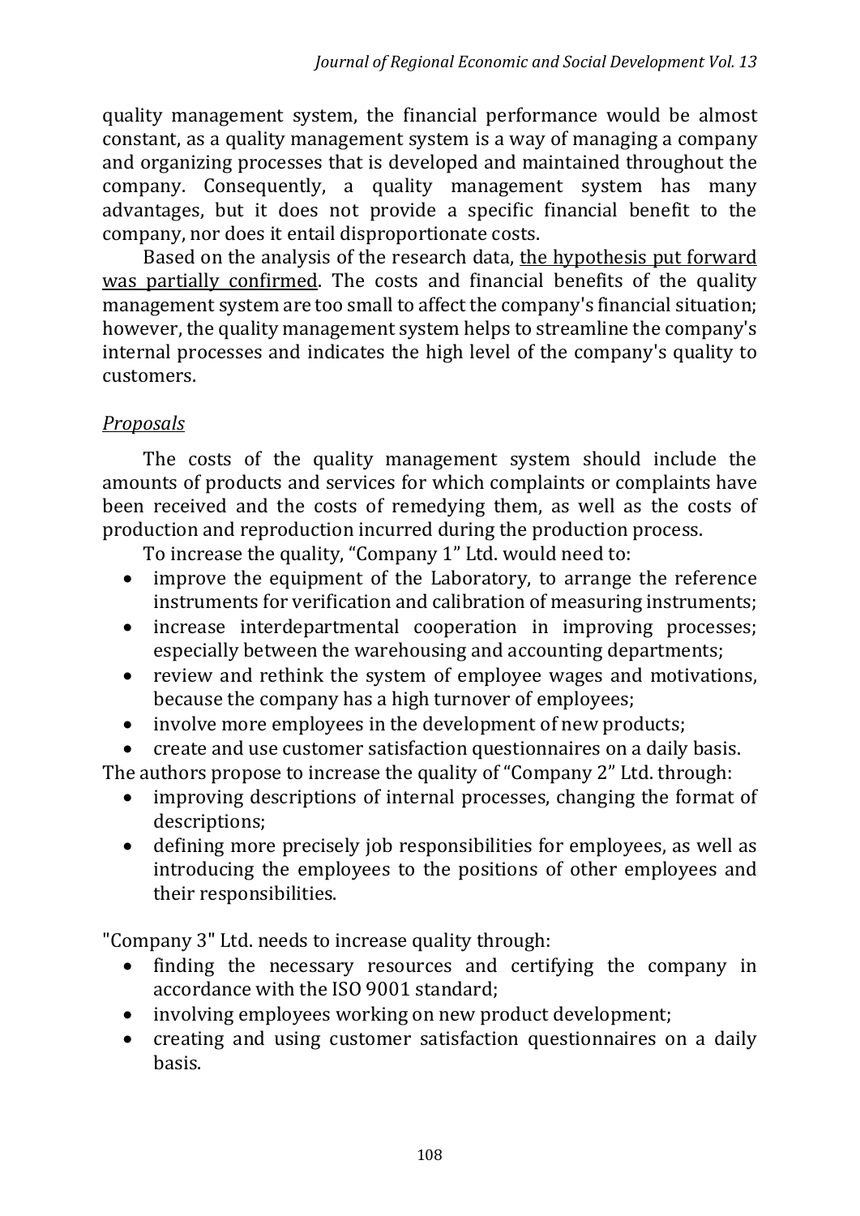quality management system, the financial performance would be almost constant, as a quality management system is a way of managing a company and organizing processes that is developed and maintained throughout the company. Consequently, a quality management system has many advantages, but it does not provide a specific financial benefit to the company, nor does it entail disproportionate costs.

Based on the analysis of the research data, <u>the hypothesis put forward was partially confirmed</u>. The costs and financial benefits of the quality management system are too small to affect the company's financial situation; however, the quality management system helps to streamline the company's internal processes and indicates the high level of the company's quality to customers.

*<u>Proposals</u>*

The costs of the quality management system should include the amounts of products and services for which complaints or complaints have been received and the costs of remedying them, as well as the costs of production and reproduction incurred during the production process.

To increase the quality, "Company 1" Ltd. would need to:

- improve the equipment of the Laboratory, to arrange the reference instruments for verification and calibration of measuring instruments;
- increase interdepartmental cooperation in improving processes; especially between the warehousing and accounting departments;
- review and rethink the system of employee wages and motivations, because the company has a high turnover of employees;
- involve more employees in the development of new products;
- create and use customer satisfaction questionnaires on a daily basis.

The authors propose to increase the quality of "Company 2" Ltd. through:

- improving descriptions of internal processes, changing the format of descriptions;
- defining more precisely job responsibilities for employees, as well as introducing the employees to the positions of other employees and their responsibilities.

"Company 3" Ltd. needs to increase quality through:

- finding the necessary resources and certifying the company in accordance with the ISO 9001 standard;
- involving employees working on new product development;
- creating and using customer satisfaction questionnaires on a daily basis.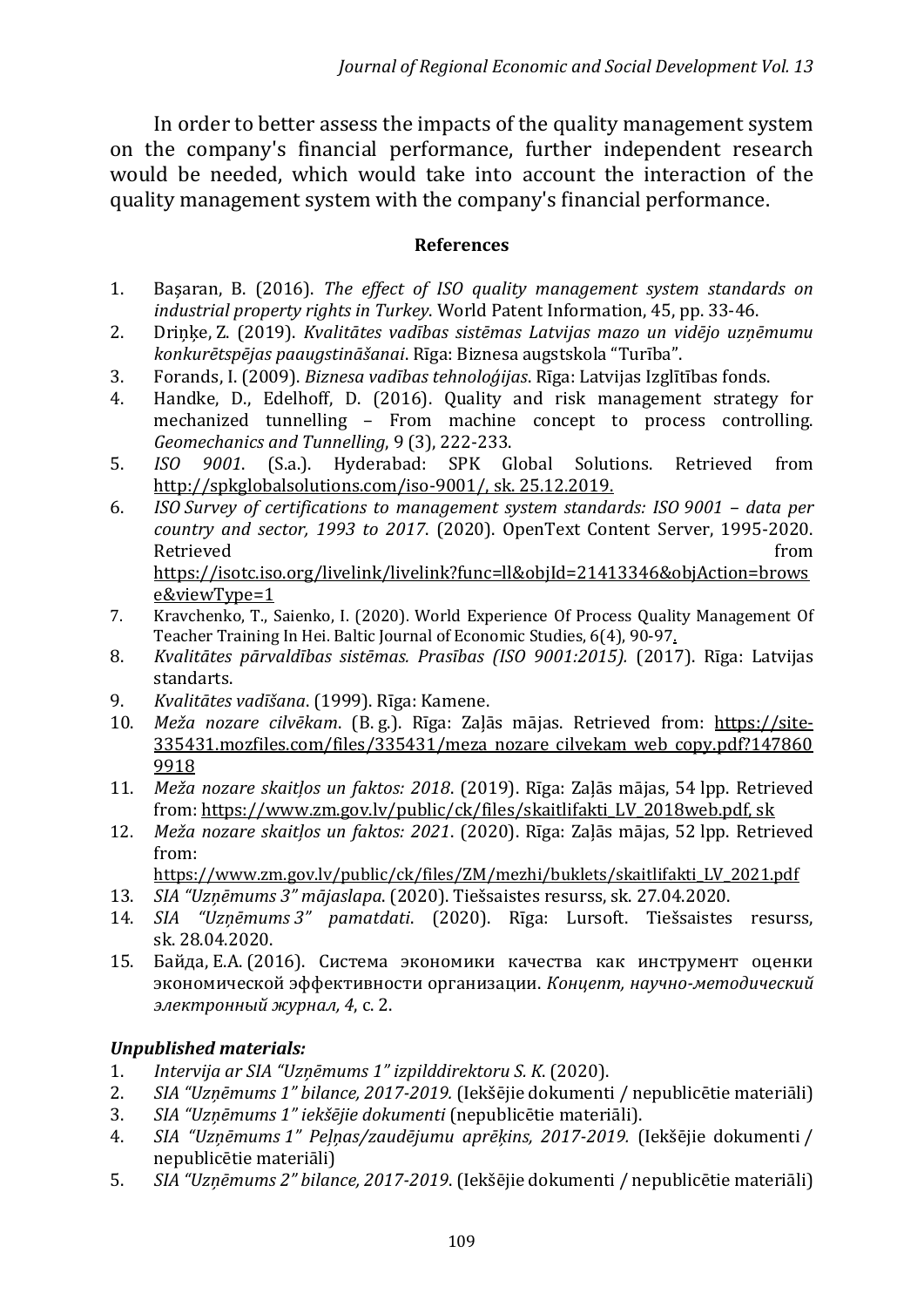In order to better assess the impacts of the quality management system on the company's financial performance, further independent research would be needed, which would take into account the interaction of the quality management system with the company's financial performance.

**References**

1. Başaran, B. (2016). *The effect of ISO quality management system standards on industrial property rights in Turkey*. World Patent Information, 45, pp. 33-46.
2. Driņķe, Z. (2019). *Kvalitātes vadības sistēmas Latvijas mazo un vidējo uzņēmumu konkurētspējas paaugstināšanai*. Rīga: Biznesa augstskola "Turība".
3. Forands, I. (2009). *Biznesa vadības tehnoloģijas*. Rīga: Latvijas Izglītības fonds.
4. Handke, D., Edelhoff, D. (2016). Quality and risk management strategy for mechanized tunnelling – From machine concept to process controlling. *Geomechanics and Tunnelling*, 9 (3), 222-233.
5. *ISO 9001*. (S.a.). Hyderabad: SPK Global Solutions. Retrieved from http://spkglobalsolutions.com/iso-9001/, sk. 25.12.2019.
6. *ISO Survey of certifications to management system standards: ISO 9001 – data per country and sector, 1993 to 2017*. (2020). OpenText Content Server, 1995-2020. Retrieved from https://isotc.iso.org/livelink/livelink?func=ll&objId=21413346&objAction=browse&viewType=1
7. Kravchenko, T., Saienko, I. (2020). World Experience Of Process Quality Management Of Teacher Training In Hei. Baltic Journal of Economic Studies, 6(4), 90-97.
8. *Kvalitātes pārvaldības sistēmas. Prasības (ISO 9001:2015).* (2017). Rīga: Latvijas standarts.
9. *Kvalitātes vadīšana*. (1999). Rīga: Kamene.
10. *Meža nozare cilvēkam*. (B. g.). Rīga: Zaļās mājas. Retrieved from: https://site-335431.mozfiles.com/files/335431/meza_nozare_cilvekam_web_copy.pdf?1478609918
11. *Meža nozare skaitļos un faktos: 2018*. (2019). Rīga: Zaļās mājas, 54 lpp. Retrieved from: https://www.zm.gov.lv/public/ck/files/skaitlifakti_LV_2018web.pdf, sk
12. *Meža nozare skaitļos un faktos: 2021*. (2020). Rīga: Zaļās mājas, 52 lpp. Retrieved from: https://www.zm.gov.lv/public/ck/files/ZM/mezhi/buklets/skaitlifakti_LV_2021.pdf
13. *SIA "Uzņēmums 3" mājaslapa*. (2020). Tiešsaistes resurss, sk. 27.04.2020.
14. *SIA "Uzņēmums 3" pamatdati*. (2020). Rīga: Lursoft. Tiešsaistes resurss, sk. 28.04.2020.
15. Байда, Е.А. (2016). Система экономики качества как инструмент оценки экономической эффективности организации. *Концепт, научно-методический электронный журнал, 4*, с. 2.

***Unpublished materials:***

1. *Intervija ar SIA "Uzņēmums 1" izpilddirektoru S. K.* (2020).
2. *SIA "Uzņēmums 1" bilance, 2017-2019.* (Iekšējie dokumenti / nepublicētie materiāli)
3. *SIA "Uzņēmums 1" iekšējie dokumenti* (nepublicētie materiāli).
4. *SIA "Uzņēmums 1" Peļņas/zaudējumu aprēķins, 2017-2019.* (Iekšējie dokumenti / nepublicētie materiāli)
5. *SIA "Uzņēmums 2" bilance, 2017-2019*. (Iekšējie dokumenti / nepublicētie materiāli)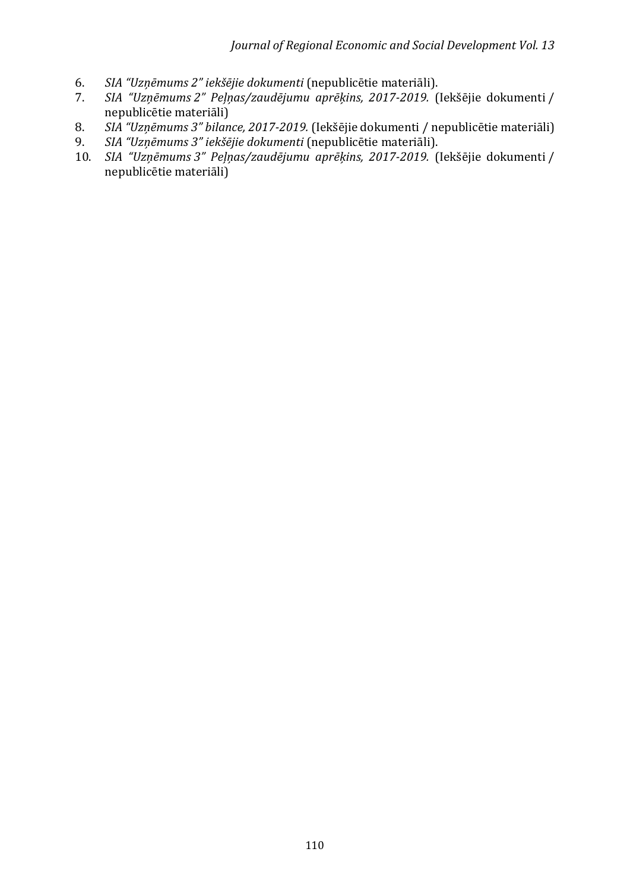6. *SIA "Uzņēmums 2" iekšējie dokumenti* (nepublicētie materiāli).
7. *SIA "Uzņēmums 2" Peļņas/zaudējumu aprēķins, 2017-2019.* (Iekšējie dokumenti / nepublicētie materiāli)
8. *SIA "Uzņēmums 3" bilance, 2017-2019.* (Iekšējie dokumenti / nepublicētie materiāli)
9. *SIA "Uzņēmums 3" iekšējie dokumenti* (nepublicētie materiāli).
10. *SIA "Uzņēmums 3" Peļņas/zaudējumu aprēķins, 2017-2019.* (Iekšējie dokumenti / nepublicētie materiāli)